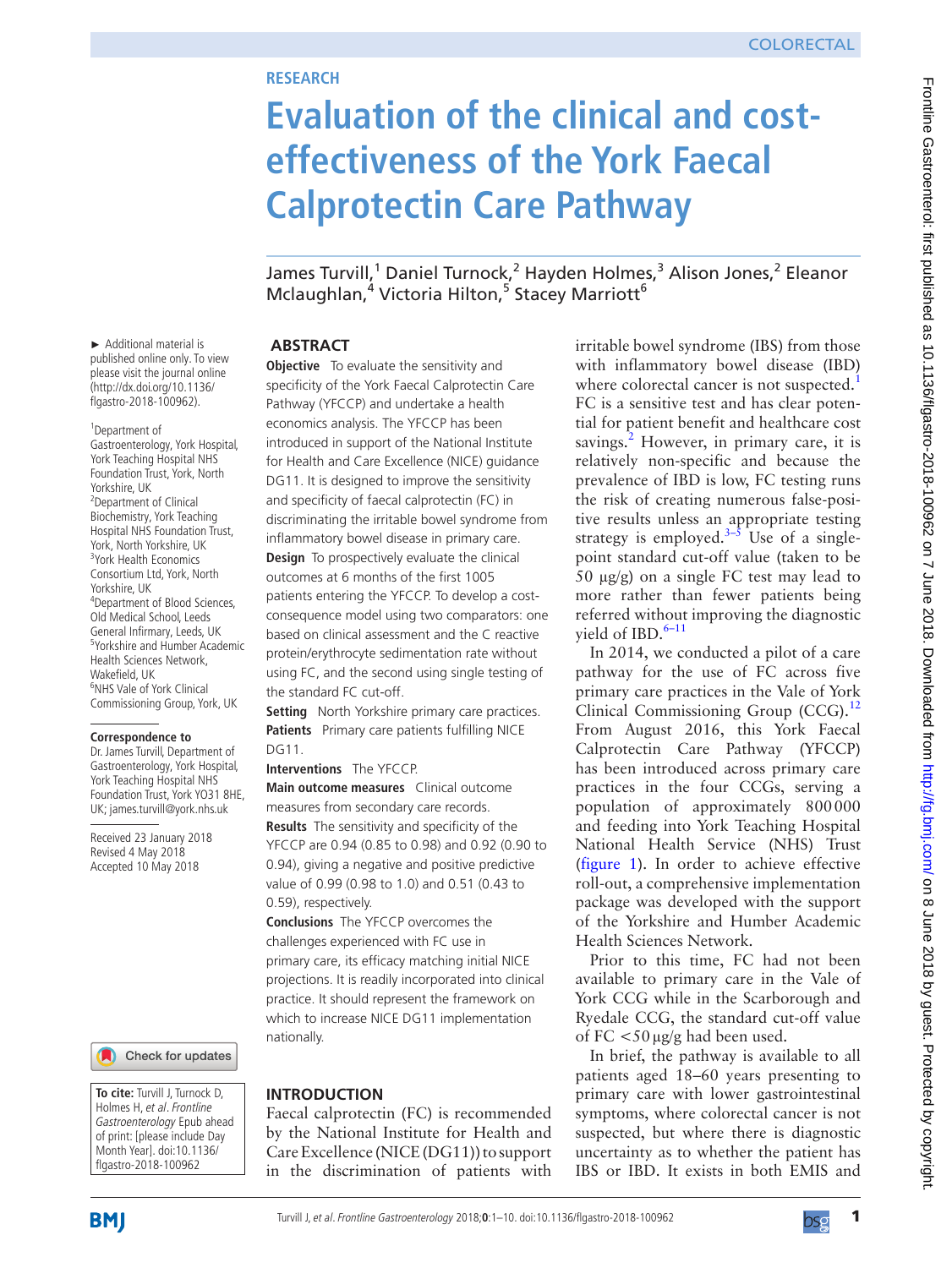RESEARCH

# Evaluation of the clinical and cost-effectiveness of the York Faecal Calprotectin Care Pathway

James Turvill,[1] Daniel Turnock,[2] Hayden Holmes,[3] Alison Jones,[2] Eleanor Mclaughlan,[4] Victoria Hilton,[5] Stacey Marriott[6]

► Additional material is published online only. To view please visit the journal online (http://dx.doi.org/10.1136/flgastro-2018-100962).

[1]Department of Gastroenterology, York Hospital, York Teaching Hospital NHS Foundation Trust, York, North Yorkshire, UK
[2]Department of Clinical Biochemistry, York Teaching Hospital NHS Foundation Trust, York, North Yorkshire, UK
[3]York Health Economics Consortium Ltd, York, North Yorkshire, UK
[4]Department of Blood Sciences, Old Medical School, Leeds General Infirmary, Leeds, UK
[5]Yorkshire and Humber Academic Health Sciences Network, Wakefield, UK
[6]NHS Vale of York Clinical Commissioning Group, York, UK

**Correspondence to**
Dr. James Turvill, Department of Gastroenterology, York Hospital, York Teaching Hospital NHS Foundation Trust, York YO31 8HE, UK; james.turvill@york.nhs.uk

Received 23 January 2018
Revised 4 May 2018
Accepted 10 May 2018

**To cite:** Turvill J, Turnock D, Holmes H, *et al*. *Frontline Gastroenterology* Epub ahead of print: [please include Day Month Year]. doi:10.1136/flgastro-2018-100962

## ABSTRACT

**Objective** To evaluate the sensitivity and specificity of the York Faecal Calprotectin Care Pathway (YFCCP) and undertake a health economics analysis. The YFCCP has been introduced in support of the National Institute for Health and Care Excellence (NICE) guidance DG11. It is designed to improve the sensitivity and specificity of faecal calprotectin (FC) in discriminating the irritable bowel syndrome from inflammatory bowel disease in primary care.

**Design** To prospectively evaluate the clinical outcomes at 6 months of the first 1005 patients entering the YFCCP. To develop a cost-consequence model using two comparators: one based on clinical assessment and the C reactive protein/erythrocyte sedimentation rate without using FC, and the second using single testing of the standard FC cut-off.

**Setting** North Yorkshire primary care practices.

**Patients** Primary care patients fulfilling NICE DG11.

**Interventions** The YFCCP.

**Main outcome measures** Clinical outcome measures from secondary care records.

**Results** The sensitivity and specificity of the YFCCP are 0.94 (0.85 to 0.98) and 0.92 (0.90 to 0.94), giving a negative and positive predictive value of 0.99 (0.98 to 1.0) and 0.51 (0.43 to 0.59), respectively.

**Conclusions** The YFCCP overcomes the challenges experienced with FC use in primary care, its efficacy matching initial NICE projections. It is readily incorporated into clinical practice. It should represent the framework on which to increase NICE DG11 implementation nationally.

## INTRODUCTION

Faecal calprotectin (FC) is recommended by the National Institute for Health and Care Excellence (NICE (DG11)) to support in the discrimination of patients with irritable bowel syndrome (IBS) from those with inflammatory bowel disease (IBD) where colorectal cancer is not suspected.[1] FC is a sensitive test and has clear potential for patient benefit and healthcare cost savings.[2] However, in primary care, it is relatively non-specific and because the prevalence of IBD is low, FC testing runs the risk of creating numerous false-positive results unless an appropriate testing strategy is employed.[3–5] Use of a single-point standard cut-off value (taken to be 50 µg/g) on a single FC test may lead to more rather than fewer patients being referred without improving the diagnostic yield of IBD.[6–11]

In 2014, we conducted a pilot of a care pathway for the use of FC across five primary care practices in the Vale of York Clinical Commissioning Group (CCG).[12] From August 2016, this York Faecal Calprotectin Care Pathway (YFCCP) has been introduced across primary care practices in the four CCGs, serving a population of approximately 800 000 and feeding into York Teaching Hospital National Health Service (NHS) Trust (figure 1). In order to achieve effective roll-out, a comprehensive implementation package was developed with the support of the Yorkshire and Humber Academic Health Sciences Network.

Prior to this time, FC had not been available to primary care in the Vale of York CCG while in the Scarborough and Ryedale CCG, the standard cut-off value of FC <50 µg/g had been used.

In brief, the pathway is available to all patients aged 18–60 years presenting to primary care with lower gastrointestinal symptoms, where colorectal cancer is not suspected, but where there is diagnostic uncertainty as to whether the patient has IBS or IBD. It exists in both EMIS and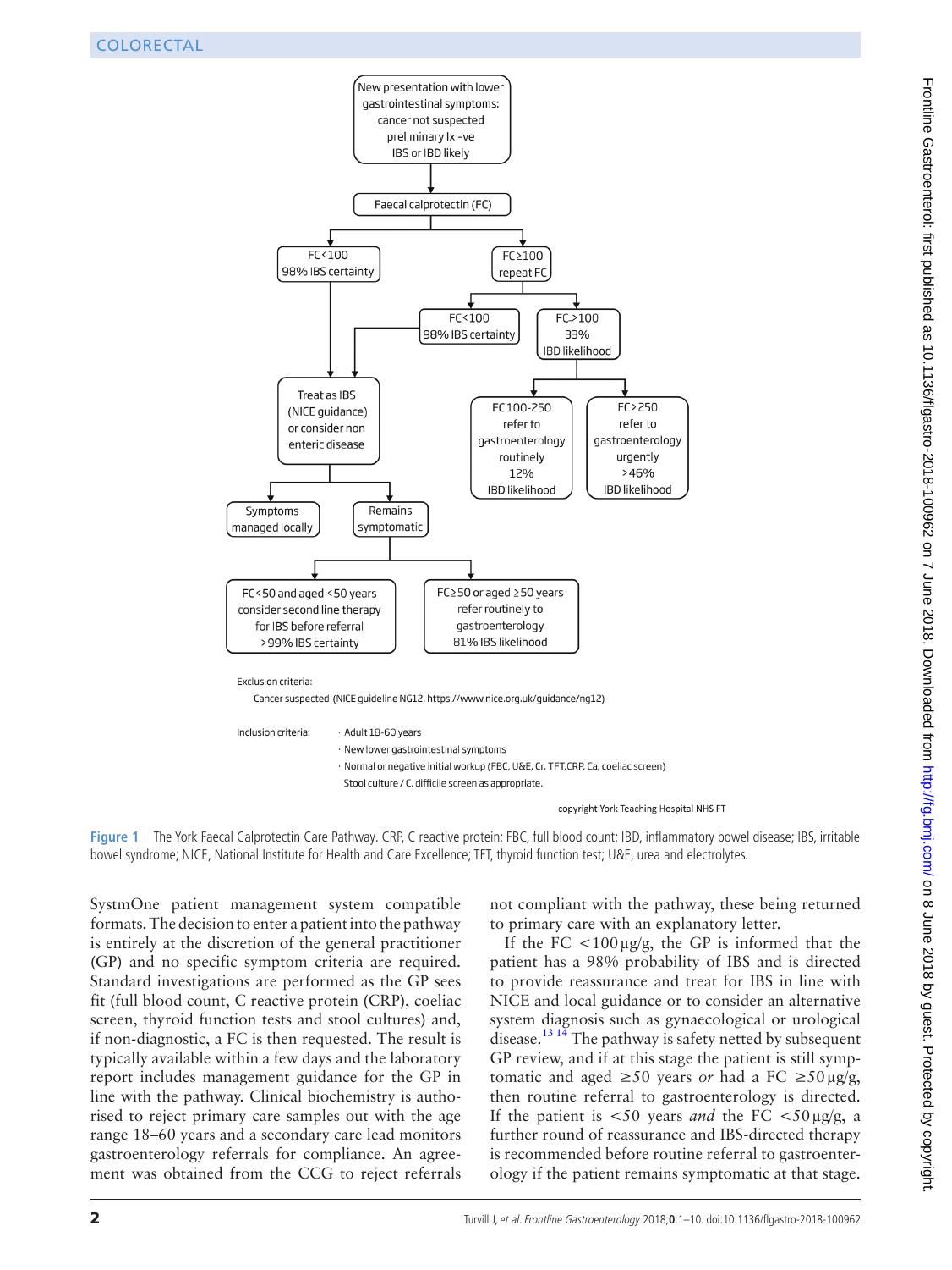New presentation with lower gastrointestinal symptoms: cancer not suspected preliminary Ix -ve IBS or IBD likely

Faecal calprotectin (FC)

FC<100 98% IBS certainty

FC≥100 repeat FC

FC<100 98% IBS certainty

FC>100 33% IBD likelihood

Treat as IBS (NICE guidance) or consider non enteric disease

FC 100-250 refer to gastroenterology routinely 12% IBD likelihood

FC>250 refer to gastroenterology urgently >46% IBD likelihood

Symptoms managed locally

Remains symptomatic

FC<50 and aged <50 years consider second line therapy for IBS before referral >99% IBS certainty

FC≥50 or aged ≥50 years refer routinely to gastroenterology 81% IBS likelihood

Exclusion criteria:

Cancer suspected (NICE guideline NG12. https://www.nice.org.uk/guidance/ng12)

Inclusion criteria:

- Adult 18-60 years
- New lower gastrointestinal symptoms
- Normal or negative initial workup (FBC, U&E, Cr, TFT, CRP, Ca, coeliac screen) Stool culture / C. difficile screen as appropriate.

copyright York Teaching Hospital NHS FT

**Figure 1** The York Faecal Calprotectin Care Pathway. CRP, C reactive protein; FBC, full blood count; IBD, inflammatory bowel disease; IBS, irritable bowel syndrome; NICE, National Institute for Health and Care Excellence; TFT, thyroid function test; U&E, urea and electrolytes.

SystmOne patient management system compatible formats. The decision to enter a patient into the pathway is entirely at the discretion of the general practitioner (GP) and no specific symptom criteria are required. Standard investigations are performed as the GP sees fit (full blood count, C reactive protein (CRP), coeliac screen, thyroid function tests and stool cultures) and, if non-diagnostic, a FC is then requested. The result is typically available within a few days and the laboratory report includes management guidance for the GP in line with the pathway. Clinical biochemistry is authorised to reject primary care samples out with the age range 18–60 years and a secondary care lead monitors gastroenterology referrals for compliance. An agreement was obtained from the CCG to reject referrals not compliant with the pathway, these being returned to primary care with an explanatory letter.

If the FC <100 µg/g, the GP is informed that the patient has a 98% probability of IBS and is directed to provide reassurance and treat for IBS in line with NICE and local guidance or to consider an alternative system diagnosis such as gynaecological or urological disease.[13 14] The pathway is safety netted by subsequent GP review, and if at this stage the patient is still symptomatic and aged ≥50 years *or* had a FC ≥50 µg/g, then routine referral to gastroenterology is directed. If the patient is <50 years *and* the FC <50 µg/g, a further round of reassurance and IBS-directed therapy is recommended before routine referral to gastroenterology if the patient remains symptomatic at that stage.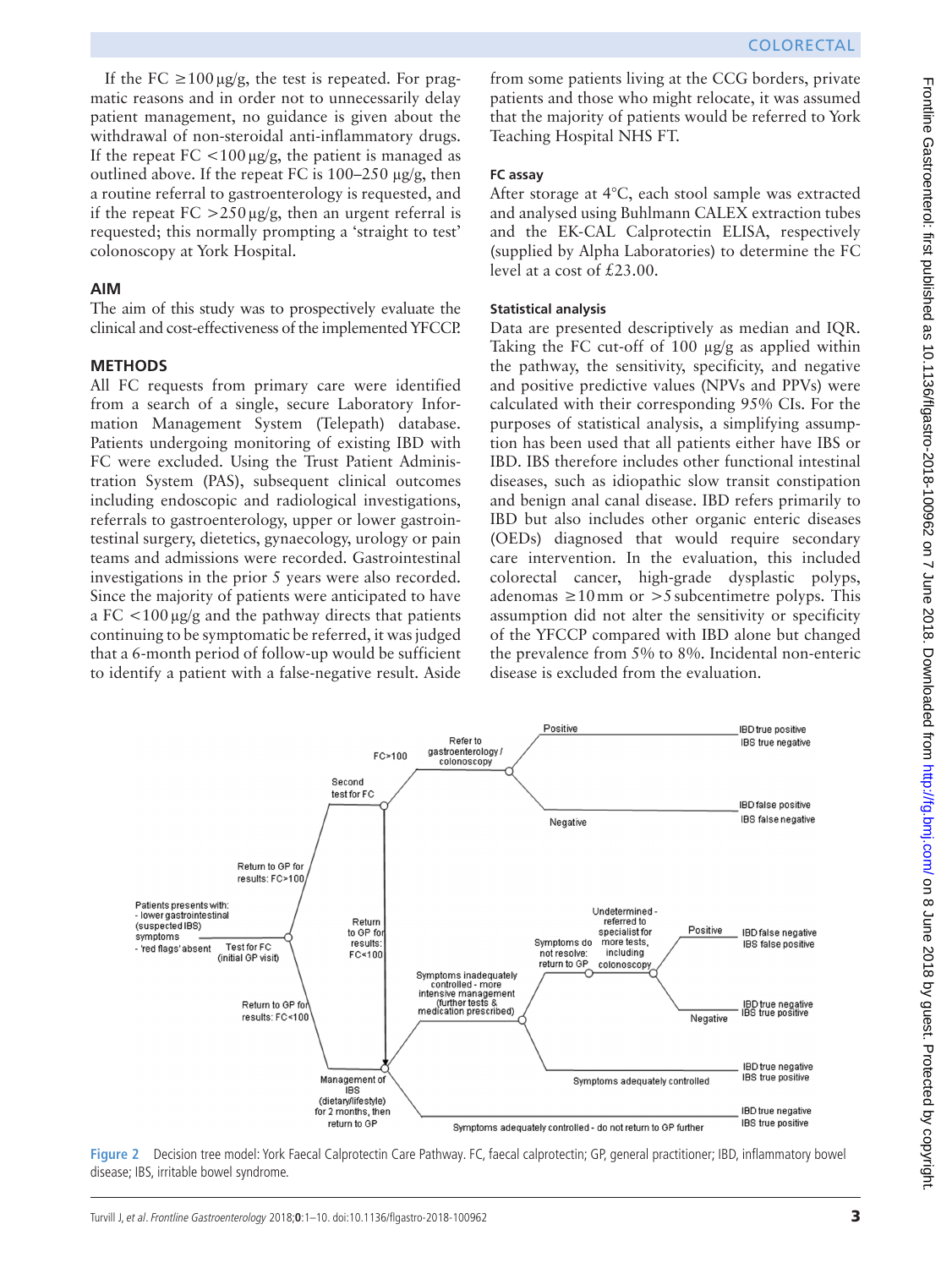If the FC ≥100 µg/g, the test is repeated. For pragmatic reasons and in order not to unnecessarily delay patient management, no guidance is given about the withdrawal of non-steroidal anti-inflammatory drugs. If the repeat FC <100 µg/g, the patient is managed as outlined above. If the repeat FC is 100–250 µg/g, then a routine referral to gastroenterology is requested, and if the repeat FC >250 µg/g, then an urgent referral is requested; this normally prompting a 'straight to test' colonoscopy at York Hospital.

## AIM

The aim of this study was to prospectively evaluate the clinical and cost-effectiveness of the implemented YFCCP.

## METHODS

All FC requests from primary care were identified from a search of a single, secure Laboratory Information Management System (Telepath) database. Patients undergoing monitoring of existing IBD with FC were excluded. Using the Trust Patient Administration System (PAS), subsequent clinical outcomes including endoscopic and radiological investigations, referrals to gastroenterology, upper or lower gastrointestinal surgery, dietetics, gynaecology, urology or pain teams and admissions were recorded. Gastrointestinal investigations in the prior 5 years were also recorded. Since the majority of patients were anticipated to have a FC <100 µg/g and the pathway directs that patients continuing to be symptomatic be referred, it was judged that a 6-month period of follow-up would be sufficient to identify a patient with a false-negative result. Aside from some patients living at the CCG borders, private patients and those who might relocate, it was assumed that the majority of patients would be referred to York Teaching Hospital NHS FT.

### FC assay

After storage at 4°C, each stool sample was extracted and analysed using Buhlmann CALEX extraction tubes and the EK-CAL Calprotectin ELISA, respectively (supplied by Alpha Laboratories) to determine the FC level at a cost of £23.00.

### Statistical analysis

Data are presented descriptively as median and IQR. Taking the FC cut-off of 100 µg/g as applied within the pathway, the sensitivity, specificity, and negative and positive predictive values (NPVs and PPVs) were calculated with their corresponding 95% CIs. For the purposes of statistical analysis, a simplifying assumption has been used that all patients either have IBS or IBD. IBS therefore includes other functional intestinal diseases, such as idiopathic slow transit constipation and benign anal canal disease. IBD refers primarily to IBD but also includes other organic enteric diseases (OEDs) diagnosed that would require secondary care intervention. In the evaluation, this included colorectal cancer, high-grade dysplastic polyps, adenomas ≥10 mm or >5 subcentimetre polyps. This assumption did not alter the sensitivity or specificity of the YFCCP compared with IBD alone but changed the prevalence from 5% to 8%. Incidental non-enteric disease is excluded from the evaluation.

**Figure 2** Decision tree model: York Faecal Calprotectin Care Pathway. FC, faecal calprotectin; GP, general practitioner; IBD, inflammatory bowel disease; IBS, irritable bowel syndrome.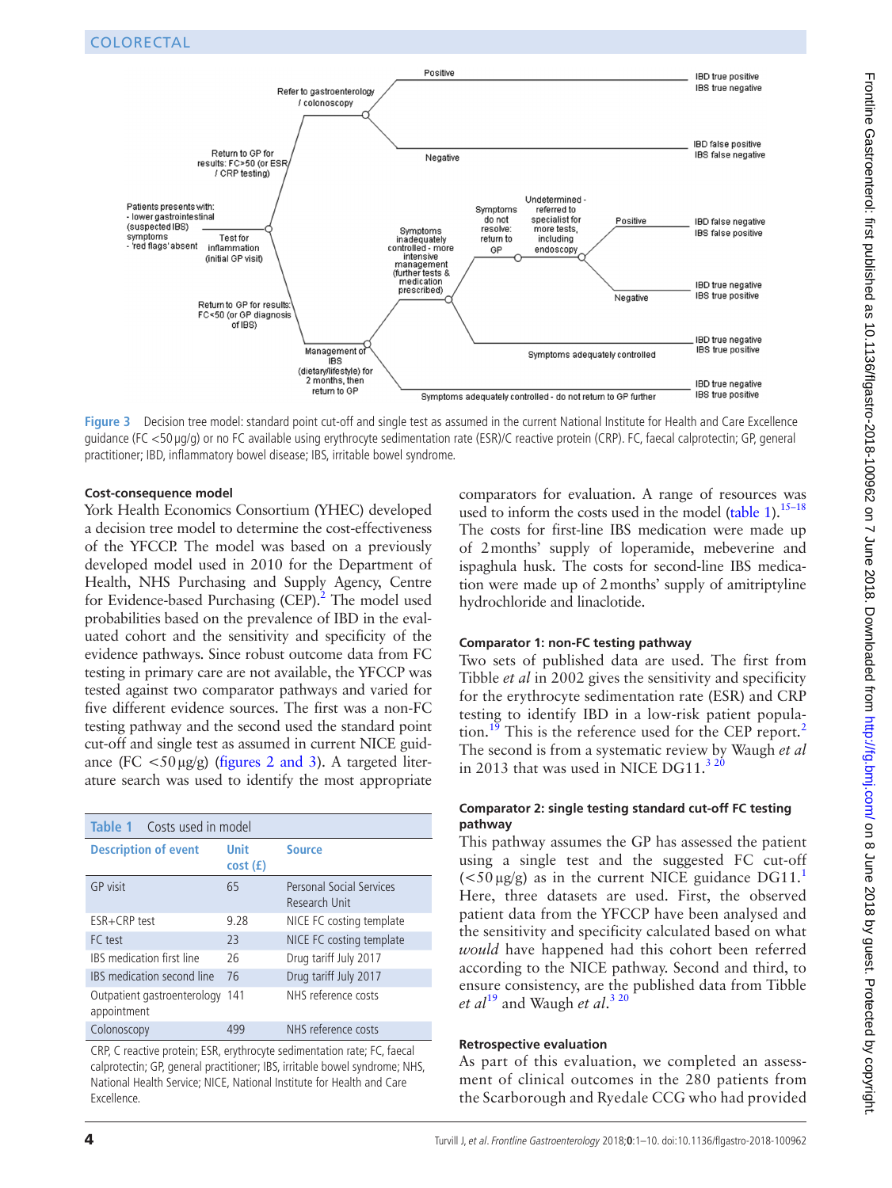Figure 3 Decision tree model: standard point cut-off and single test as assumed in the current National Institute for Health and Care Excellence guidance (FC <50 µg/g) or no FC available using erythrocyte sedimentation rate (ESR)/C reactive protein (CRP). FC, faecal calprotectin; GP, general practitioner; IBD, inflammatory bowel disease; IBS, irritable bowel syndrome.

### Cost-consequence model

York Health Economics Consortium (YHEC) developed a decision tree model to determine the cost-effectiveness of the YFCCP. The model was based on a previously developed model used in 2010 for the Department of Health, NHS Purchasing and Supply Agency, Centre for Evidence-based Purchasing (CEP).[2] The model used probabilities based on the prevalence of IBD in the evaluated cohort and the sensitivity and specificity of the evidence pathways. Since robust outcome data from FC testing in primary care are not available, the YFCCP was tested against two comparator pathways and varied for five different evidence sources. The first was a non-FC testing pathway and the second used the standard point cut-off and single test as assumed in current NICE guidance (FC <50 µg/g) (figures 2 and 3). A targeted literature search was used to identify the most appropriate comparators for evaluation. A range of resources was used to inform the costs used in the model (table 1).[15–18] The costs for first-line IBS medication were made up of 2 months' supply of loperamide, mebeverine and ispaghula husk. The costs for second-line IBS medication were made up of 2 months' supply of amitriptyline hydrochloride and linaclotide.

**Table 1** Costs used in model

| Description of event | Unit cost (£) | Source |
|---|---|---|
| GP visit | 65 | Personal Social Services Research Unit |
| ESR+CRP test | 9.28 | NICE FC costing template |
| FC test | 23 | NICE FC costing template |
| IBS medication first line | 26 | Drug tariff July 2017 |
| IBS medication second line | 76 | Drug tariff July 2017 |
| Outpatient gastroenterology appointment | 141 | NHS reference costs |
| Colonoscopy | 499 | NHS reference costs |

CRP, C reactive protein; ESR, erythrocyte sedimentation rate; FC, faecal calprotectin; GP, general practitioner; IBS, irritable bowel syndrome; NHS, National Health Service; NICE, National Institute for Health and Care Excellence.

### Comparator 1: non-FC testing pathway

Two sets of published data are used. The first from Tibble *et al* in 2002 gives the sensitivity and specificity for the erythrocyte sedimentation rate (ESR) and CRP testing to identify IBD in a low-risk patient population.[19] This is the reference used for the CEP report.[2] The second is from a systematic review by Waugh *et al* in 2013 that was used in NICE DG11.[3 20]

### Comparator 2: single testing standard cut-off FC testing pathway

This pathway assumes the GP has assessed the patient using a single test and the suggested FC cut-off (<50 µg/g) as in the current NICE guidance DG11.[1] Here, three datasets are used. First, the observed patient data from the YFCCP have been analysed and the sensitivity and specificity calculated based on what *would* have happened had this cohort been referred according to the NICE pathway. Second and third, to ensure consistency, are the published data from Tibble *et al*[19] and Waugh *et al*.[3 20]

### Retrospective evaluation

As part of this evaluation, we completed an assessment of clinical outcomes in the 280 patients from the Scarborough and Ryedale CCG who had provided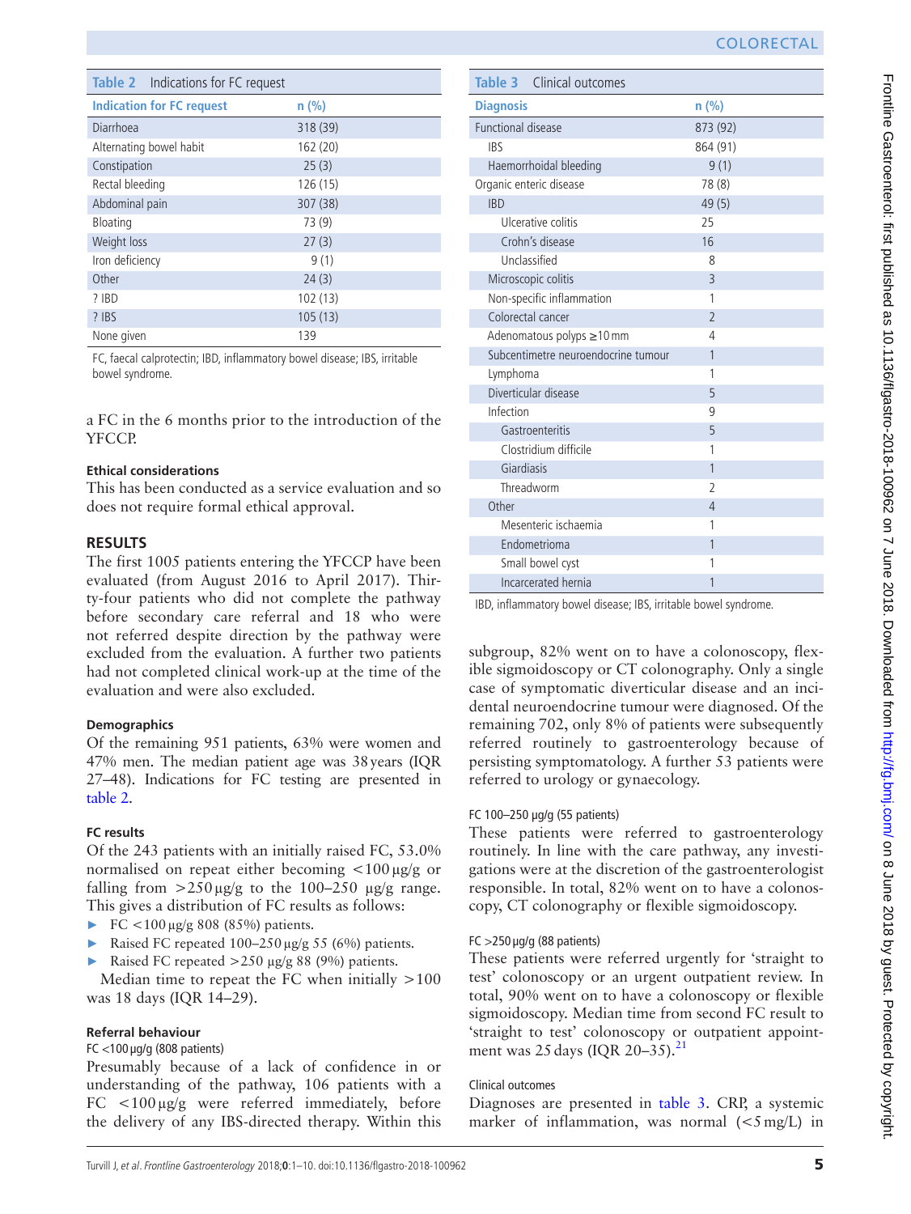**Table 2** Indications for FC request

| Indication for FC request | n (%) |
|---|---|
| Diarrhoea | 318 (39) |
| Alternating bowel habit | 162 (20) |
| Constipation | 25 (3) |
| Rectal bleeding | 126 (15) |
| Abdominal pain | 307 (38) |
| Bloating | 73 (9) |
| Weight loss | 27 (3) |
| Iron deficiency | 9 (1) |
| Other | 24 (3) |
| ? IBD | 102 (13) |
| ? IBS | 105 (13) |
| None given | 139 |

FC, faecal calprotectin; IBD, inflammatory bowel disease; IBS, irritable bowel syndrome.

a FC in the 6 months prior to the introduction of the YFCCP.

### Ethical considerations

This has been conducted as a service evaluation and so does not require formal ethical approval.

## RESULTS

The first 1005 patients entering the YFCCP have been evaluated (from August 2016 to April 2017). Thirty-four patients who did not complete the pathway before secondary care referral and 18 who were not referred despite direction by the pathway were excluded from the evaluation. A further two patients had not completed clinical work-up at the time of the evaluation and were also excluded.

### Demographics

Of the remaining 951 patients, 63% were women and 47% men. The median patient age was 38 years (IQR 27–48). Indications for FC testing are presented in table 2.

### FC results

Of the 243 patients with an initially raised FC, 53.0% normalised on repeat either becoming <100 µg/g or falling from >250 µg/g to the 100–250 µg/g range. This gives a distribution of FC results as follows:

- FC <100 µg/g 808 (85%) patients.
- Raised FC repeated 100–250 µg/g 55 (6%) patients.
- Raised FC repeated >250 µg/g 88 (9%) patients.

Median time to repeat the FC when initially >100 was 18 days (IQR 14–29).

### Referral behaviour

#### FC <100 µg/g (808 patients)

Presumably because of a lack of confidence in or understanding of the pathway, 106 patients with a FC <100 µg/g were referred immediately, before the delivery of any IBS-directed therapy. Within this subgroup, 82% went on to have a colonoscopy, flexible sigmoidoscopy or CT colonography. Only a single case of symptomatic diverticular disease and an incidental neuroendocrine tumour were diagnosed. Of the remaining 702, only 8% of patients were subsequently referred routinely to gastroenterology because of persisting symptomatology. A further 53 patients were referred to urology or gynaecology.

#### FC 100–250 µg/g (55 patients)

These patients were referred to gastroenterology routinely. In line with the care pathway, any investigations were at the discretion of the gastroenterologist responsible. In total, 82% went on to have a colonoscopy, CT colonography or flexible sigmoidoscopy.

#### FC >250 µg/g (88 patients)

These patients were referred urgently for 'straight to test' colonoscopy or an urgent outpatient review. In total, 90% went on to have a colonoscopy or flexible sigmoidoscopy. Median time from second FC result to 'straight to test' colonoscopy or outpatient appointment was 25 days (IQR 20–35).[21]

#### Clinical outcomes

Diagnoses are presented in table 3. CRP, a systemic marker of inflammation, was normal (<5 mg/L) in

**Table 3** Clinical outcomes

| Diagnosis | n (%) |
|---|---|
| Functional disease | 873 (92) |
| IBS | 864 (91) |
| Haemorrhoidal bleeding | 9 (1) |
| Organic enteric disease | 78 (8) |
| IBD | 49 (5) |
| Ulcerative colitis | 25 |
| Crohn's disease | 16 |
| Unclassified | 8 |
| Microscopic colitis | 3 |
| Non-specific inflammation | 1 |
| Colorectal cancer | 2 |
| Adenomatous polyps ≥10 mm | 4 |
| Subcentimetre neuroendocrine tumour | 1 |
| Lymphoma | 1 |
| Diverticular disease | 5 |
| Infection | 9 |
| Gastroenteritis | 5 |
| Clostridium difficile | 1 |
| Giardiasis | 1 |
| Threadworm | 2 |
| Other | 4 |
| Mesenteric ischaemia | 1 |
| Endometrioma | 1 |
| Small bowel cyst | 1 |
| Incarcerated hernia | 1 |

IBD, inflammatory bowel disease; IBS, irritable bowel syndrome.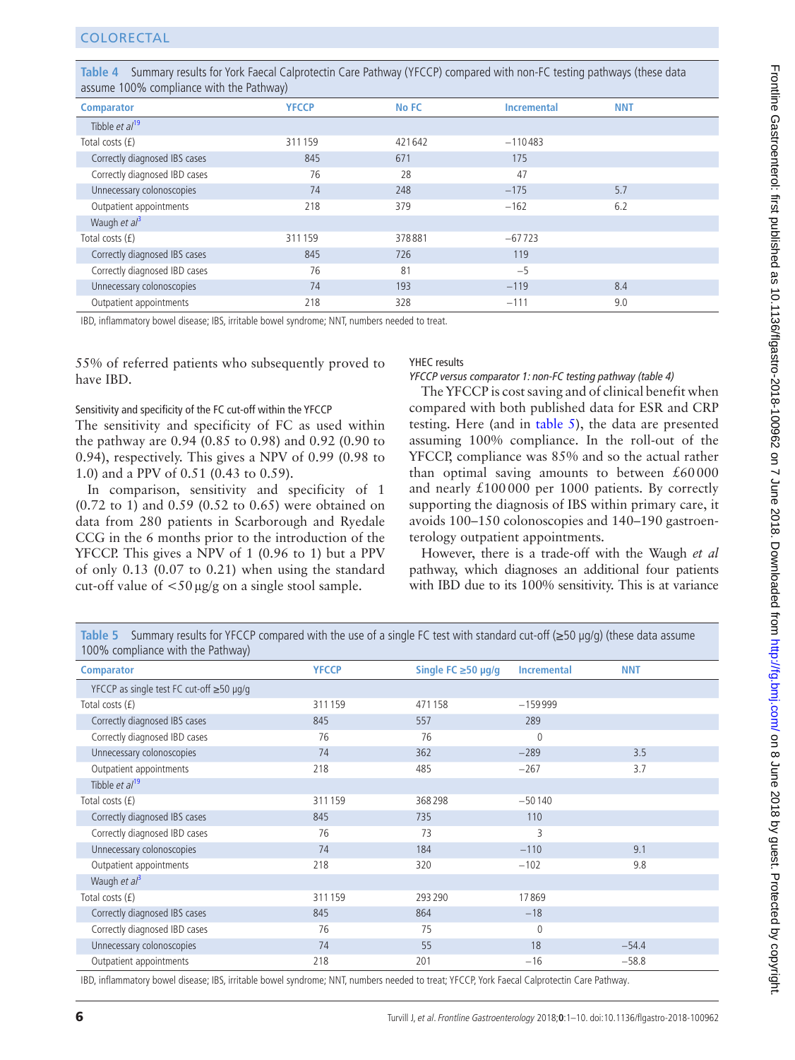**Table 4** Summary results for York Faecal Calprotectin Care Pathway (YFCCP) compared with non-FC testing pathways (these data assume 100% compliance with the Pathway)

| Comparator | YFCCP | No FC | Incremental | NNT |
|---|---|---|---|---|
| Tibble *et al*[19] | | | | |
| Total costs (£) | 311 159 | 421 642 | −110 483 | |
| Correctly diagnosed IBS cases | 845 | 671 | 175 | |
| Correctly diagnosed IBD cases | 76 | 28 | 47 | |
| Unnecessary colonoscopies | 74 | 248 | −175 | 5.7 |
| Outpatient appointments | 218 | 379 | −162 | 6.2 |
| Waugh *et al*[3] | | | | |
| Total costs (£) | 311 159 | 378 881 | −67 723 | |
| Correctly diagnosed IBS cases | 845 | 726 | 119 | |
| Correctly diagnosed IBD cases | 76 | 81 | −5 | |
| Unnecessary colonoscopies | 74 | 193 | −119 | 8.4 |
| Outpatient appointments | 218 | 328 | −111 | 9.0 |

IBD, inflammatory bowel disease; IBS, irritable bowel syndrome; NNT, numbers needed to treat.

55% of referred patients who subsequently proved to have IBD.

#### Sensitivity and specificity of the FC cut-off within the YFCCP

The sensitivity and specificity of FC as used within the pathway are 0.94 (0.85 to 0.98) and 0.92 (0.90 to 0.94), respectively. This gives a NPV of 0.99 (0.98 to 1.0) and a PPV of 0.51 (0.43 to 0.59).

In comparison, sensitivity and specificity of 1 (0.72 to 1) and 0.59 (0.52 to 0.65) were obtained on data from 280 patients in Scarborough and Ryedale CCG in the 6 months prior to the introduction of the YFCCP. This gives a NPV of 1 (0.96 to 1) but a PPV of only 0.13 (0.07 to 0.21) when using the standard cut-off value of <50 µg/g on a single stool sample.

#### YHEC results

*YFCCP versus comparator 1: non-FC testing pathway (table 4)*

The YFCCP is cost saving and of clinical benefit when compared with both published data for ESR and CRP testing. Here (and in table 5), the data are presented assuming 100% compliance. In the roll-out of the YFCCP, compliance was 85% and so the actual rather than optimal saving amounts to between £60 000 and nearly £100 000 per 1000 patients. By correctly supporting the diagnosis of IBS within primary care, it avoids 100–150 colonoscopies and 140–190 gastroenterology outpatient appointments.

However, there is a trade-off with the Waugh *et al* pathway, which diagnoses an additional four patients with IBD due to its 100% sensitivity. This is at variance

**Table 5** Summary results for YFCCP compared with the use of a single FC test with standard cut-off (≥50 µg/g) (these data assume 100% compliance with the Pathway)

| Comparator | YFCCP | Single FC ≥50 µg/g | Incremental | NNT |
|---|---|---|---|---|
| YFCCP as single test FC cut-off ≥50 µg/g | | | | |
| Total costs (£) | 311 159 | 471 158 | −159 999 | |
| Correctly diagnosed IBS cases | 845 | 557 | 289 | |
| Correctly diagnosed IBD cases | 76 | 76 | 0 | |
| Unnecessary colonoscopies | 74 | 362 | −289 | 3.5 |
| Outpatient appointments | 218 | 485 | −267 | 3.7 |
| Tibble *et al*[19] | | | | |
| Total costs (£) | 311 159 | 368 298 | −50 140 | |
| Correctly diagnosed IBS cases | 845 | 735 | 110 | |
| Correctly diagnosed IBD cases | 76 | 73 | 3 | |
| Unnecessary colonoscopies | 74 | 184 | −110 | 9.1 |
| Outpatient appointments | 218 | 320 | −102 | 9.8 |
| Waugh *et al*[3] | | | | |
| Total costs (£) | 311 159 | 293 290 | 17 869 | |
| Correctly diagnosed IBS cases | 845 | 864 | −18 | |
| Correctly diagnosed IBD cases | 76 | 75 | 0 | |
| Unnecessary colonoscopies | 74 | 55 | 18 | −54.4 |
| Outpatient appointments | 218 | 201 | −16 | −58.8 |

IBD, inflammatory bowel disease; IBS, irritable bowel syndrome; NNT, numbers needed to treat; YFCCP, York Faecal Calprotectin Care Pathway.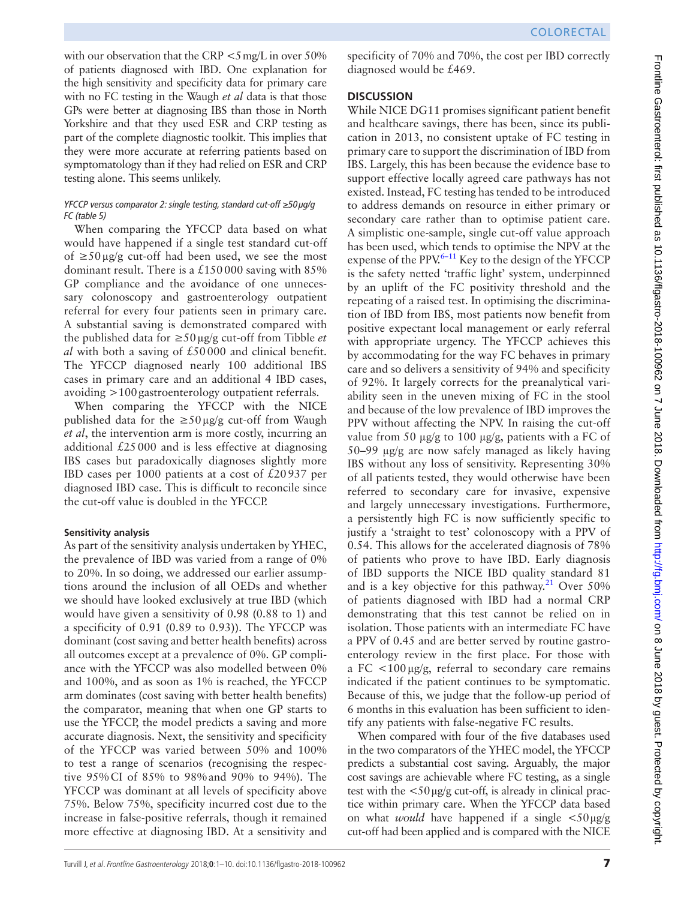with our observation that the CRP <5 mg/L in over 50% of patients diagnosed with IBD. One explanation for the high sensitivity and specificity data for primary care with no FC testing in the Waugh *et al* data is that those GPs were better at diagnosing IBS than those in North Yorkshire and that they used ESR and CRP testing as part of the complete diagnostic toolkit. This implies that they were more accurate at referring patients based on symptomatology than if they had relied on ESR and CRP testing alone. This seems unlikely.

#### *YFCCP versus comparator 2: single testing, standard cut-off ≥50 µg/g FC (table 5)*

When comparing the YFCCP data based on what would have happened if a single test standard cut-off of ≥50 µg/g cut-off had been used, we see the most dominant result. There is a £150 000 saving with 85% GP compliance and the avoidance of one unnecessary colonoscopy and gastroenterology outpatient referral for every four patients seen in primary care. A substantial saving is demonstrated compared with the published data for ≥50 µg/g cut-off from Tibble *et al* with both a saving of £50 000 and clinical benefit. The YFCCP diagnosed nearly 100 additional IBS cases in primary care and an additional 4 IBD cases, avoiding >100 gastroenterology outpatient referrals.

When comparing the YFCCP with the NICE published data for the ≥50 µg/g cut-off from Waugh *et al*, the intervention arm is more costly, incurring an additional £25 000 and is less effective at diagnosing IBS cases but paradoxically diagnoses slightly more IBD cases per 1000 patients at a cost of £20 937 per diagnosed IBD case. This is difficult to reconcile since the cut-off value is doubled in the YFCCP.

### Sensitivity analysis

As part of the sensitivity analysis undertaken by YHEC, the prevalence of IBD was varied from a range of 0% to 20%. In so doing, we addressed our earlier assumptions around the inclusion of all OEDs and whether we should have looked exclusively at true IBD (which would have given a sensitivity of 0.98 (0.88 to 1) and a specificity of 0.91 (0.89 to 0.93)). The YFCCP was dominant (cost saving and better health benefits) across all outcomes except at a prevalence of 0%. GP compliance with the YFCCP was also modelled between 0% and 100%, and as soon as 1% is reached, the YFCCP arm dominates (cost saving with better health benefits) the comparator, meaning that when one GP starts to use the YFCCP, the model predicts a saving and more accurate diagnosis. Next, the sensitivity and specificity of the YFCCP was varied between 50% and 100% to test a range of scenarios (recognising the respective 95% CI of 85% to 98% and 90% to 94%). The YFCCP was dominant at all levels of specificity above 75%. Below 75%, specificity incurred cost due to the increase in false-positive referrals, though it remained more effective at diagnosing IBD. At a sensitivity and specificity of 70% and 70%, the cost per IBD correctly diagnosed would be £469.

## DISCUSSION

While NICE DG11 promises significant patient benefit and healthcare savings, there has been, since its publication in 2013, no consistent uptake of FC testing in primary care to support the discrimination of IBD from IBS. Largely, this has been because the evidence base to support effective locally agreed care pathways has not existed. Instead, FC testing has tended to be introduced to address demands on resource in either primary or secondary care rather than to optimise patient care. A simplistic one-sample, single cut-off value approach has been used, which tends to optimise the NPV at the expense of the PPV.[6–11] Key to the design of the YFCCP is the safety netted 'traffic light' system, underpinned by an uplift of the FC positivity threshold and the repeating of a raised test. In optimising the discrimination of IBD from IBS, most patients now benefit from positive expectant local management or early referral with appropriate urgency. The YFCCP achieves this by accommodating for the way FC behaves in primary care and so delivers a sensitivity of 94% and specificity of 92%. It largely corrects for the preanalytical variability seen in the uneven mixing of FC in the stool and because of the low prevalence of IBD improves the PPV without affecting the NPV. In raising the cut-off value from 50 µg/g to 100 µg/g, patients with a FC of 50–99 µg/g are now safely managed as likely having IBS without any loss of sensitivity. Representing 30% of all patients tested, they would otherwise have been referred to secondary care for invasive, expensive and largely unnecessary investigations. Furthermore, a persistently high FC is now sufficiently specific to justify a 'straight to test' colonoscopy with a PPV of 0.54. This allows for the accelerated diagnosis of 78% of patients who prove to have IBD. Early diagnosis of IBD supports the NICE IBD quality standard 81 and is a key objective for this pathway.[21] Over 50% of patients diagnosed with IBD had a normal CRP demonstrating that this test cannot be relied on in isolation. Those patients with an intermediate FC have a PPV of 0.45 and are better served by routine gastroenterology review in the first place. For those with a FC <100 µg/g, referral to secondary care remains indicated if the patient continues to be symptomatic. Because of this, we judge that the follow-up period of 6 months in this evaluation has been sufficient to identify any patients with false-negative FC results.

When compared with four of the five databases used in the two comparators of the YHEC model, the YFCCP predicts a substantial cost saving. Arguably, the major cost savings are achievable where FC testing, as a single test with the <50 µg/g cut-off, is already in clinical practice within primary care. When the YFCCP data based on what *would* have happened if a single <50 µg/g cut-off had been applied and is compared with the NICE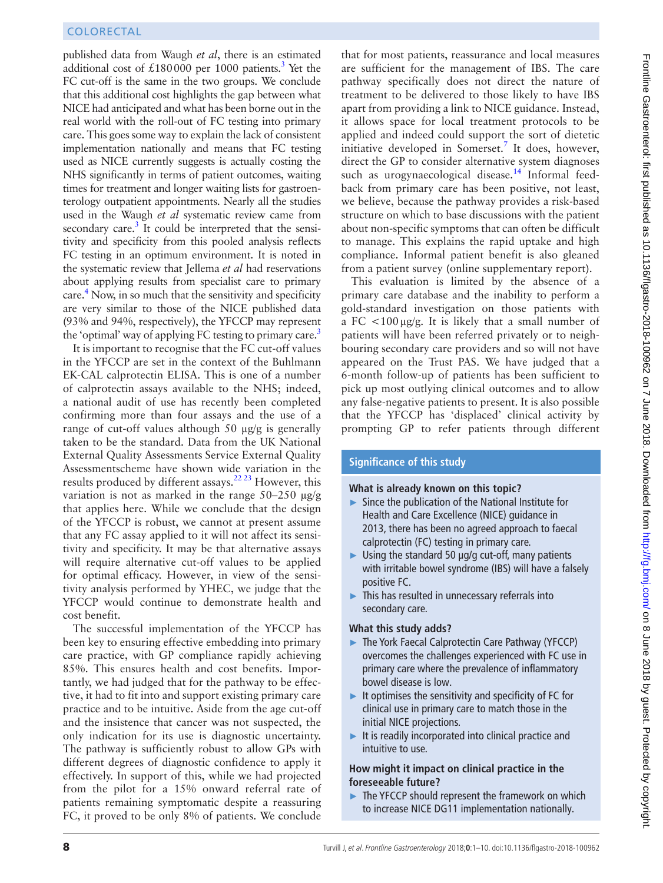published data from Waugh *et al*, there is an estimated additional cost of £180000 per 1000 patients.[3] Yet the FC cut-off is the same in the two groups. We conclude that this additional cost highlights the gap between what NICE had anticipated and what has been borne out in the real world with the roll-out of FC testing into primary care. This goes some way to explain the lack of consistent implementation nationally and means that FC testing used as NICE currently suggests is actually costing the NHS significantly in terms of patient outcomes, waiting times for treatment and longer waiting lists for gastroenterology outpatient appointments. Nearly all the studies used in the Waugh *et al* systematic review came from secondary care.[3] It could be interpreted that the sensitivity and specificity from this pooled analysis reflects FC testing in an optimum environment. It is noted in the systematic review that Jellema *et al* had reservations about applying results from specialist care to primary care.[4] Now, in so much that the sensitivity and specificity are very similar to those of the NICE published data (93% and 94%, respectively), the YFCCP may represent the 'optimal' way of applying FC testing to primary care.[3]

It is important to recognise that the FC cut-off values in the YFCCP are set in the context of the Buhlmann EK-CAL calprotectin ELISA. This is one of a number of calprotectin assays available to the NHS; indeed, a national audit of use has recently been completed confirming more than four assays and the use of a range of cut-off values although 50 µg/g is generally taken to be the standard. Data from the UK National External Quality Assessments Service External Quality Assessmentscheme have shown wide variation in the results produced by different assays.[22,23] However, this variation is not as marked in the range 50–250 µg/g that applies here. While we conclude that the design of the YFCCP is robust, we cannot at present assume that any FC assay applied to it will not affect its sensitivity and specificity. It may be that alternative assays will require alternative cut-off values to be applied for optimal efficacy. However, in view of the sensitivity analysis performed by YHEC, we judge that the YFCCP would continue to demonstrate health and cost benefit.

The successful implementation of the YFCCP has been key to ensuring effective embedding into primary care practice, with GP compliance rapidly achieving 85%. This ensures health and cost benefits. Importantly, we had judged that for the pathway to be effective, it had to fit into and support existing primary care practice and to be intuitive. Aside from the age cut-off and the insistence that cancer was not suspected, the only indication for its use is diagnostic uncertainty. The pathway is sufficiently robust to allow GPs with different degrees of diagnostic confidence to apply it effectively. In support of this, while we had projected from the pilot for a 15% onward referral rate of patients remaining symptomatic despite a reassuring FC, it proved to be only 8% of patients. We conclude that for most patients, reassurance and local measures are sufficient for the management of IBS. The care pathway specifically does not direct the nature of treatment to be delivered to those likely to have IBS apart from providing a link to NICE guidance. Instead, it allows space for local treatment protocols to be applied and indeed could support the sort of dietetic initiative developed in Somerset.[7] It does, however, direct the GP to consider alternative system diagnoses such as urogynaecological disease.[14] Informal feedback from primary care has been positive, not least, we believe, because the pathway provides a risk-based structure on which to base discussions with the patient about non-specific symptoms that can often be difficult to manage. This explains the rapid uptake and high compliance. Informal patient benefit is also gleaned from a patient survey (online supplementary report).

This evaluation is limited by the absence of a primary care database and the inability to perform a gold-standard investigation on those patients with a FC <100 µg/g. It is likely that a small number of patients will have been referred privately or to neighbouring secondary care providers and so will not have appeared on the Trust PAS. We have judged that a 6-month follow-up of patients has been sufficient to pick up most outlying clinical outcomes and to allow any false-negative patients to present. It is also possible that the YFCCP has 'displaced' clinical activity by prompting GP to refer patients through different

## Significance of this study

**What is already known on this topic?**

- Since the publication of the National Institute for Health and Care Excellence (NICE) guidance in 2013, there has been no agreed approach to faecal calprotectin (FC) testing in primary care.
- Using the standard 50 µg/g cut-off, many patients with irritable bowel syndrome (IBS) will have a falsely positive FC.
- This has resulted in unnecessary referrals into secondary care.

**What this study adds?**

- The York Faecal Calprotectin Care Pathway (YFCCP) overcomes the challenges experienced with FC use in primary care where the prevalence of inflammatory bowel disease is low.
- It optimises the sensitivity and specificity of FC for clinical use in primary care to match those in the initial NICE projections.
- It is readily incorporated into clinical practice and intuitive to use.

**How might it impact on clinical practice in the foreseeable future?**

- The YFCCP should represent the framework on which to increase NICE DG11 implementation nationally.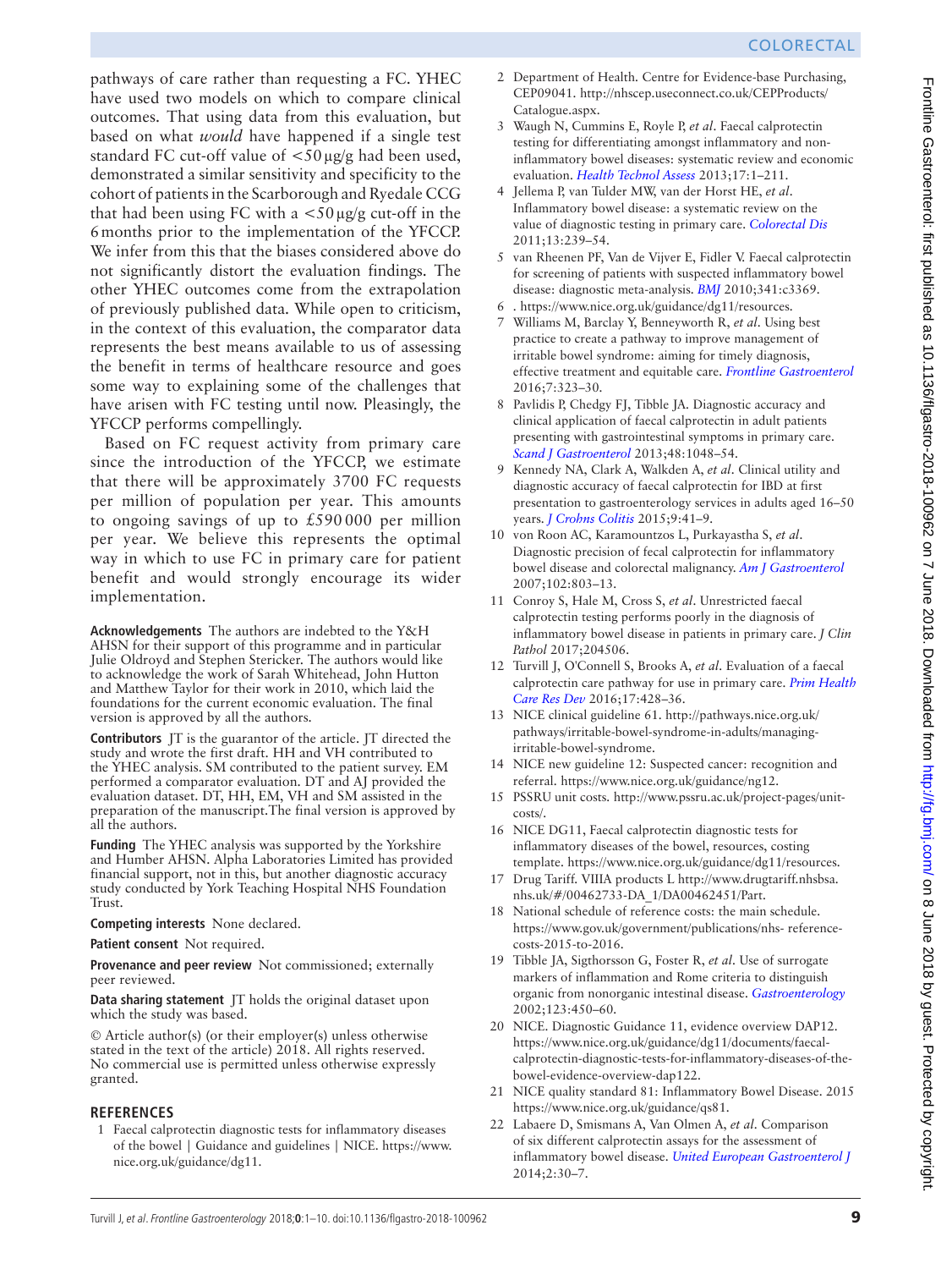pathways of care rather than requesting a FC. YHEC have used two models on which to compare clinical outcomes. That using data from this evaluation, but based on what *would* have happened if a single test standard FC cut-off value of <50 µg/g had been used, demonstrated a similar sensitivity and specificity to the cohort of patients in the Scarborough and Ryedale CCG that had been using FC with a <50 µg/g cut-off in the 6 months prior to the implementation of the YFCCP. We infer from this that the biases considered above do not significantly distort the evaluation findings. The other YHEC outcomes come from the extrapolation of previously published data. While open to criticism, in the context of this evaluation, the comparator data represents the best means available to us of assessing the benefit in terms of healthcare resource and goes some way to explaining some of the challenges that have arisen with FC testing until now. Pleasingly, the YFCCP performs compellingly.

Based on FC request activity from primary care since the introduction of the YFCCP, we estimate that there will be approximately 3700 FC requests per million of population per year. This amounts to ongoing savings of up to £590 000 per million per year. We believe this represents the optimal way in which to use FC in primary care for patient benefit and would strongly encourage its wider implementation.

**Acknowledgements** The authors are indebted to the Y&H AHSN for their support of this programme and in particular Julie Oldroyd and Stephen Stericker. The authors would like to acknowledge the work of Sarah Whitehead, John Hutton and Matthew Taylor for their work in 2010, which laid the foundations for the current economic evaluation. The final version is approved by all the authors.

**Contributors** JT is the guarantor of the article. JT directed the study and wrote the first draft. HH and VH contributed to the YHEC analysis. SM contributed to the patient survey. EM performed a comparator evaluation. DT and AJ provided the evaluation dataset. DT, HH, EM, VH and SM assisted in the preparation of the manuscript.The final version is approved by all the authors.

**Funding** The YHEC analysis was supported by the Yorkshire and Humber AHSN. Alpha Laboratories Limited has provided financial support, not in this, but another diagnostic accuracy study conducted by York Teaching Hospital NHS Foundation Trust.

**Competing interests** None declared.

**Patient consent** Not required.

**Provenance and peer review** Not commissioned; externally peer reviewed.

**Data sharing statement** JT holds the original dataset upon which the study was based.

© Article author(s) (or their employer(s) unless otherwise stated in the text of the article) 2018. All rights reserved. No commercial use is permitted unless otherwise expressly granted.

## REFERENCES

1. Faecal calprotectin diagnostic tests for inflammatory diseases of the bowel | Guidance and guidelines | NICE. https://www.nice.org.uk/guidance/dg11.
2. Department of Health. Centre for Evidence-base Purchasing, CEP09041. http://nhscep.useconnect.co.uk/CEPProducts/Catalogue.aspx.
3. Waugh N, Cummins E, Royle P, *et al*. Faecal calprotectin testing for differentiating amongst inflammatory and non-inflammatory bowel diseases: systematic review and economic evaluation. *Health Technol Assess* 2013;17:1–211.
4. Jellema P, van Tulder MW, van der Horst HE, *et al*. Inflammatory bowel disease: a systematic review on the value of diagnostic testing in primary care. *Colorectal Dis* 2011;13:239–54.
5. van Rheenen PF, Van de Vijver E, Fidler V. Faecal calprotectin for screening of patients with suspected inflammatory bowel disease: diagnostic meta-analysis. *BMJ* 2010;341:c3369.
6. . https://www.nice.org.uk/guidance/dg11/resources.
7. Williams M, Barclay Y, Benneyworth R, *et al*. Using best practice to create a pathway to improve management of irritable bowel syndrome: aiming for timely diagnosis, effective treatment and equitable care. *Frontline Gastroenterol* 2016;7:323–30.
8. Pavlidis P, Chedgy FJ, Tibble JA. Diagnostic accuracy and clinical application of faecal calprotectin in adult patients presenting with gastrointestinal symptoms in primary care. *Scand J Gastroenterol* 2013;48:1048–54.
9. Kennedy NA, Clark A, Walkden A, *et al*. Clinical utility and diagnostic accuracy of faecal calprotectin for IBD at first presentation to gastroenterology services in adults aged 16–50 years. *J Crohns Colitis* 2015;9:41–9.
10. von Roon AC, Karamountzos L, Purkayastha S, *et al*. Diagnostic precision of fecal calprotectin for inflammatory bowel disease and colorectal malignancy. *Am J Gastroenterol* 2007;102:803–13.
11. Conroy S, Hale M, Cross S, *et al*. Unrestricted faecal calprotectin testing performs poorly in the diagnosis of inflammatory bowel disease in patients in primary care. *J Clin Pathol* 2017;204506.
12. Turvill J, O'Connell S, Brooks A, *et al*. Evaluation of a faecal calprotectin care pathway for use in primary care. *Prim Health Care Res Dev* 2016;17:428–36.
13. NICE clinical guideline 61. http://pathways.nice.org.uk/pathways/irritable-bowel-syndrome-in-adults/managing-irritable-bowel-syndrome.
14. NICE new guideline 12: Suspected cancer: recognition and referral. https://www.nice.org.uk/guidance/ng12.
15. PSSRU unit costs. http://www.pssru.ac.uk/project-pages/unit-costs/.
16. NICE DG11, Faecal calprotectin diagnostic tests for inflammatory diseases of the bowel, resources, costing template. https://www.nice.org.uk/guidance/dg11/resources.
17. Drug Tariff. VIIIA products L http://www.drugtariff.nhsbsa.nhs.uk/#/00462733-DA_1/DA00462451/Part.
18. National schedule of reference costs: the main schedule. https://www.gov.uk/government/publications/nhs- reference-costs-2015-to-2016.
19. Tibble JA, Sigthorsson G, Foster R, *et al*. Use of surrogate markers of inflammation and Rome criteria to distinguish organic from nonorganic intestinal disease. *Gastroenterology* 2002;123:450–60.
20. NICE. Diagnostic Guidance 11, evidence overview DAP12. https://www.nice.org.uk/guidance/dg11/documents/faecal-calprotectin-diagnostic-tests-for-inflammatory-diseases-of-the-bowel-evidence-overview-dap122.
21. NICE quality standard 81: Inflammatory Bowel Disease. 2015 https://www.nice.org.uk/guidance/qs81.
22. Labaere D, Smismans A, Van Olmen A, *et al*. Comparison of six different calprotectin assays for the assessment of inflammatory bowel disease. *United European Gastroenterol J* 2014;2:30–7.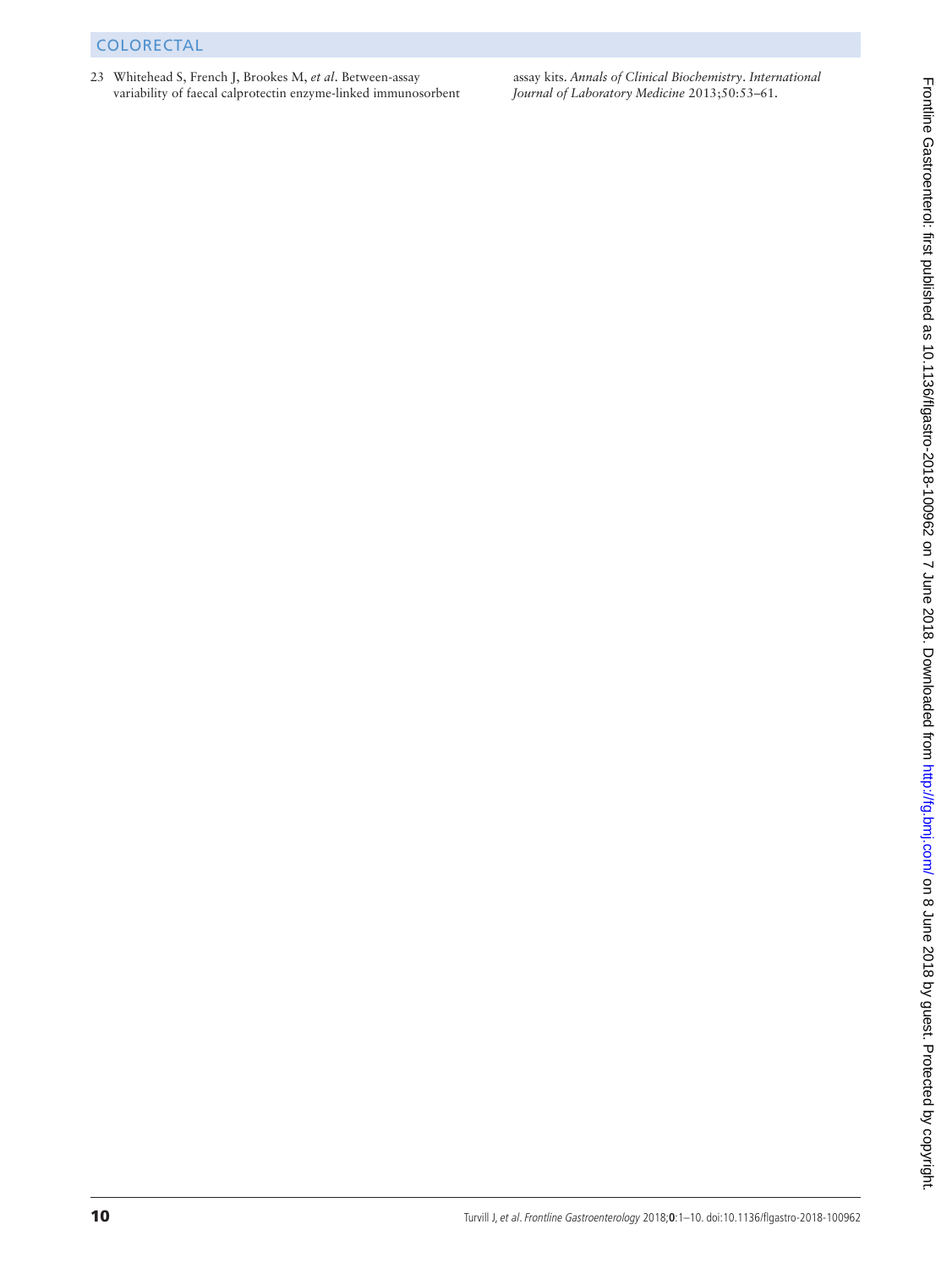23 Whitehead S, French J, Brookes M, *et al*. Between-assay variability of faecal calprotectin enzyme-linked immunosorbent assay kits. *Annals of Clinical Biochemistry. International Journal of Laboratory Medicine* 2013;50:53–61.